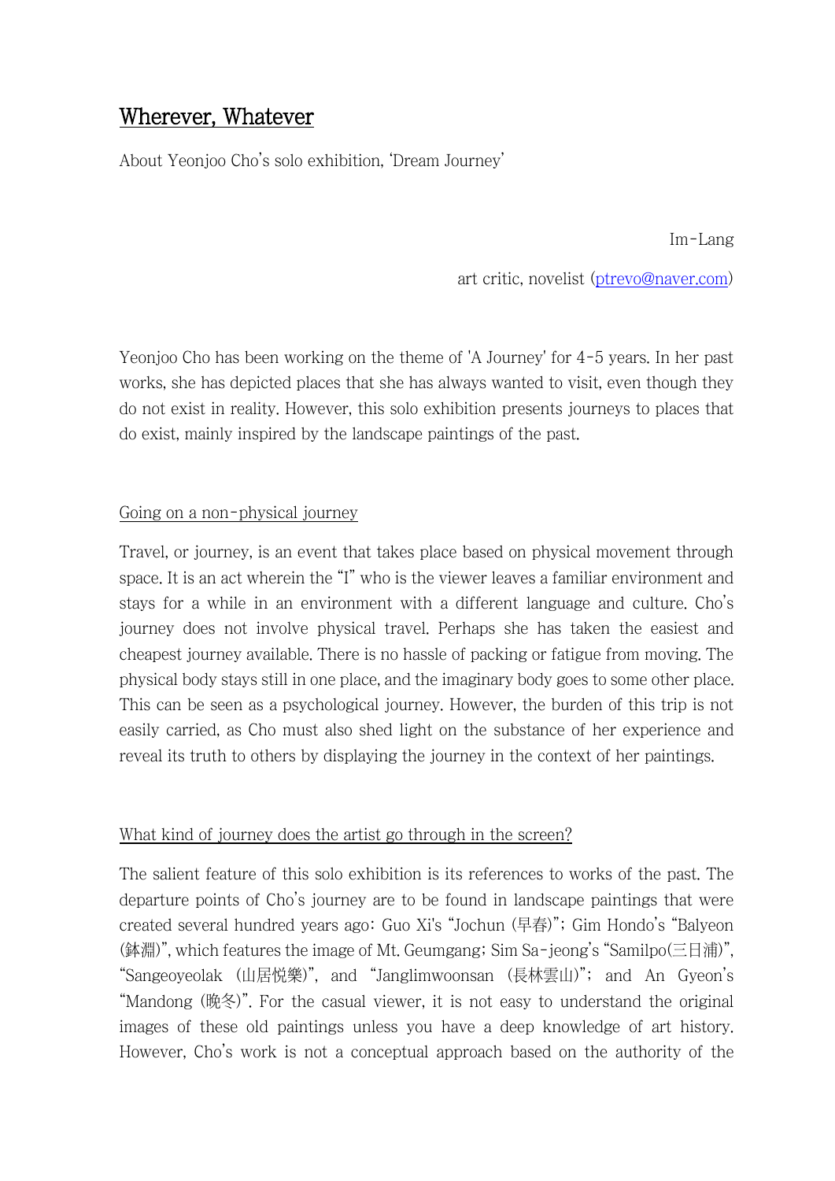// Wherever, Whatever

About Yeonjoo Cho's solo exhibition, 'Dream Journey'

Im-Lang

art critic, novelist (ptrevo@naver.com)

Yeonjoo Cho has been working on the theme of 'A Journey' for 4-5 years. In her past works, she has depicted places that she has always wanted to visit, even though they do not exist in reality. However, this solo exhibition presents journeys to places that do exist, mainly inspired by the landscape paintings of the past.

## Going on a non-physical journey

Travel, or journey, is an event that takes place based on physical movement through space. It is an act wherein the "I" who is the viewer leaves a familiar environment and stays for a while in an environment with a different language and culture. Cho's journey does not involve physical travel. Perhaps she has taken the easiest and cheapest journey available. There is no hassle of packing or fatigue from moving. The physical body stays still in one place, and the imaginary body goes to some other place. This can be seen as a psychological journey. However, the burden of this trip is not easily carried, as Cho must also shed light on the substance of her experience and reveal its truth to others by displaying the journey in the context of her paintings.

## What kind of journey does the artist go through in the screen?

The salient feature of this solo exhibition is its references to works of the past. The departure points of Cho's journey are to be found in landscape paintings that were created several hundred years ago: Guo Xi's "Jochun (早春)"; Gim Hondo's "Balyeon (鉢淵)", which features the image of Mt. Geumgang; Sim Sa-jeong's "Samilpo(三日浦)", "Sangeoyeolak (山居悅樂)", and "Janglimwoonsan (長林雲山)"; and An Gyeon's "Mandong (晩冬)". For the casual viewer, it is not easy to understand the original images of these old paintings unless you have a deep knowledge of art history. However, Cho's work is not a conceptual approach based on the authority of the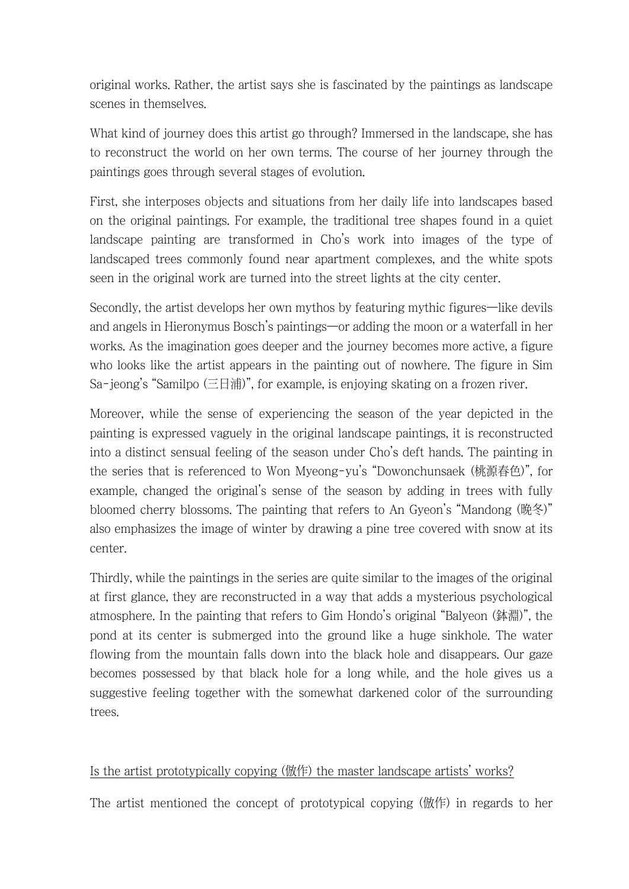original works. Rather, the artist says she is fascinated by the paintings as landscape scenes in themselves.

What kind of journey does this artist go through? Immersed in the landscape, she has to reconstruct the world on her own terms. The course of her journey through the paintings goes through several stages of evolution.

First, she interposes objects and situations from her daily life into landscapes based on the original paintings. For example, the traditional tree shapes found in a quiet landscape painting are transformed in Cho's work into images of the type of landscaped trees commonly found near apartment complexes, and the white spots seen in the original work are turned into the street lights at the city center.

Secondly, the artist develops her own mythos by featuring mythic figures—like devils and angels in Hieronymus Bosch's paintings—or adding the moon or a waterfall in her works. As the imagination goes deeper and the journey becomes more active, a figure who looks like the artist appears in the painting out of nowhere. The figure in Sim Sa-jeong's "Samilpo (三日浦)", for example, is enjoying skating on a frozen river.

Moreover, while the sense of experiencing the season of the year depicted in the painting is expressed vaguely in the original landscape paintings, it is reconstructed into a distinct sensual feeling of the season under Cho's deft hands. The painting in the series that is referenced to Won Myeong-yu's "Dowonchunsaek (桃源春色)", for example, changed the original's sense of the season by adding in trees with fully bloomed cherry blossoms. The painting that refers to An Gyeon's "Mandong (晩冬)" also emphasizes the image of winter by drawing a pine tree covered with snow at its center.

Thirdly, while the paintings in the series are quite similar to the images of the original at first glance, they are reconstructed in a way that adds a mysterious psychological atmosphere. In the painting that refers to Gim Hondo's original "Balyeon (鉢淵)", the pond at its center is submerged into the ground like a huge sinkhole. The water flowing from the mountain falls down into the black hole and disappears. Our gaze becomes possessed by that black hole for a long while, and the hole gives us a suggestive feeling together with the somewhat darkened color of the surrounding trees.

<u>Is the artist prototypically copying (倣作) the master landscape artists' works?</u>

The artist mentioned the concept of prototypical copying (倣作) in regards to her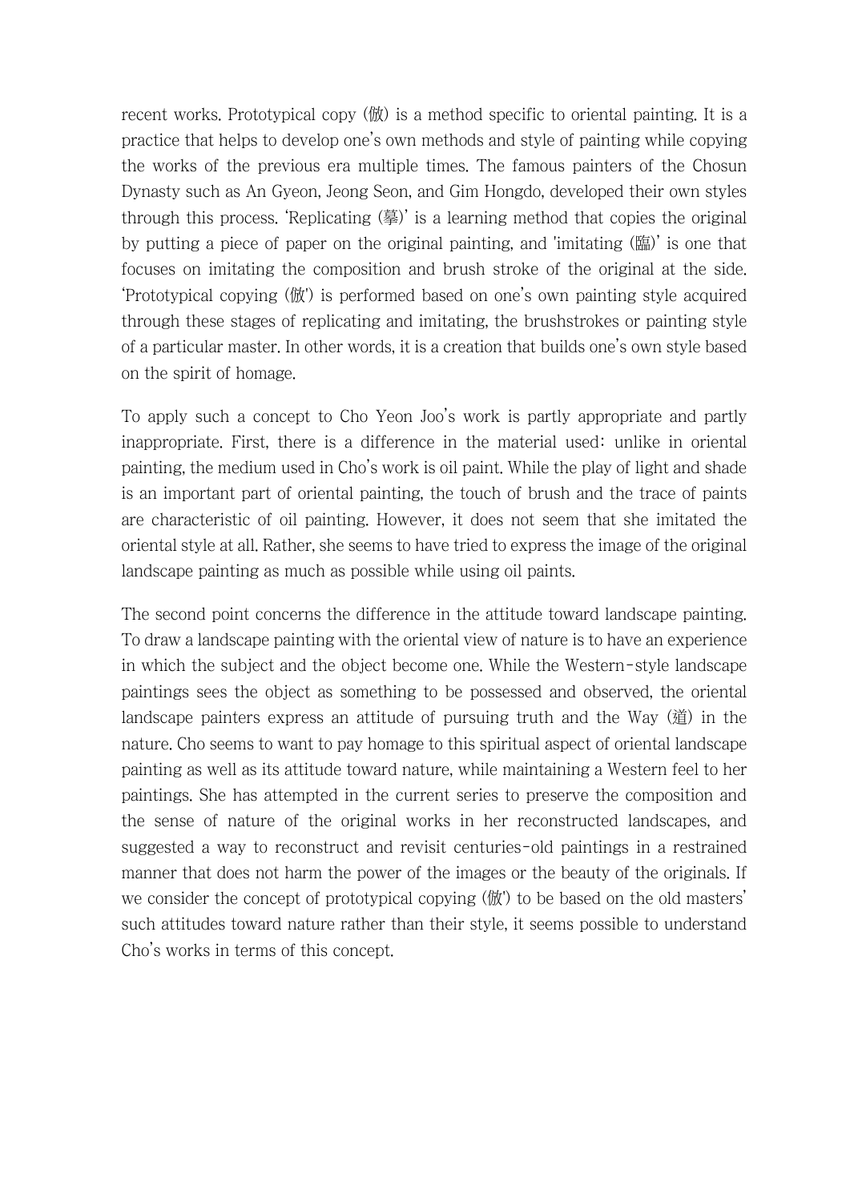recent works. Prototypical copy (倣) is a method specific to oriental painting. It is a practice that helps to develop one's own methods and style of painting while copying the works of the previous era multiple times. The famous painters of the Chosun Dynasty such as An Gyeon, Jeong Seon, and Gim Hongdo, developed their own styles through this process. 'Replicating (摹)' is a learning method that copies the original by putting a piece of paper on the original painting, and 'imitating (臨)' is one that focuses on imitating the composition and brush stroke of the original at the side. 'Prototypical copying (倣') is performed based on one's own painting style acquired through these stages of replicating and imitating, the brushstrokes or painting style of a particular master. In other words, it is a creation that builds one's own style based on the spirit of homage.

To apply such a concept to Cho Yeon Joo's work is partly appropriate and partly inappropriate. First, there is a difference in the material used: unlike in oriental painting, the medium used in Cho's work is oil paint. While the play of light and shade is an important part of oriental painting, the touch of brush and the trace of paints are characteristic of oil painting. However, it does not seem that she imitated the oriental style at all. Rather, she seems to have tried to express the image of the original landscape painting as much as possible while using oil paints.

The second point concerns the difference in the attitude toward landscape painting. To draw a landscape painting with the oriental view of nature is to have an experience in which the subject and the object become one. While the Western-style landscape paintings sees the object as something to be possessed and observed, the oriental landscape painters express an attitude of pursuing truth and the Way (道) in the nature. Cho seems to want to pay homage to this spiritual aspect of oriental landscape painting as well as its attitude toward nature, while maintaining a Western feel to her paintings. She has attempted in the current series to preserve the composition and the sense of nature of the original works in her reconstructed landscapes, and suggested a way to reconstruct and revisit centuries-old paintings in a restrained manner that does not harm the power of the images or the beauty of the originals. If we consider the concept of prototypical copying (倣') to be based on the old masters' such attitudes toward nature rather than their style, it seems possible to understand Cho's works in terms of this concept.